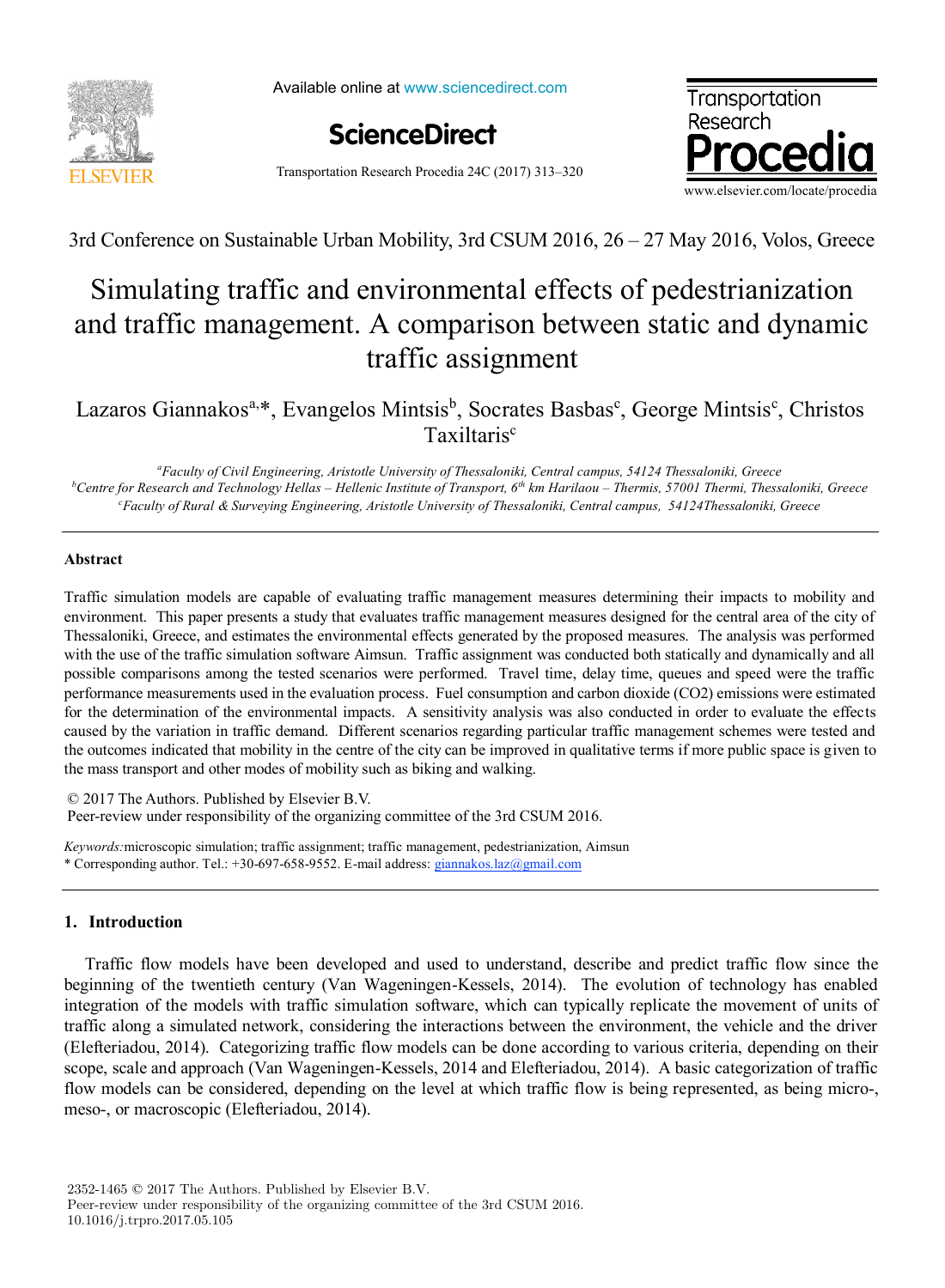3rd Conference on Sustainable Urban Mobility, 3rd CSUM 2016, 26 – 27 May 2016, Volos, Greece

# Simulating traffic and environmental effects of pedestrianization and traffic management. A comparison between static and dynamic traffic assignment

Lazaros Giannakos[a,*], Evangelos Mintsis[b], Socrates Basbas[c], George Mintsis[c], Christos Taxiltaris[c]

[a]*Faculty of Civil Engineering, Aristotle University of Thessaloniki, Central campus, 54124 Thessaloniki, Greece*
[b]*Centre for Research and Technology Hellas – Hellenic Institute of Transport, 6th km Harilaou – Thermis, 57001 Thermi, Thessaloniki, Greece*
[c]*Faculty of Rural & Surveying Engineering, Aristotle University of Thessaloniki, Central campus, 54124Thessaloniki, Greece*

## Abstract

Traffic simulation models are capable of evaluating traffic management measures determining their impacts to mobility and environment. This paper presents a study that evaluates traffic management measures designed for the central area of the city of Thessaloniki, Greece, and estimates the environmental effects generated by the proposed measures. The analysis was performed with the use of the traffic simulation software Aimsun. Traffic assignment was conducted both statically and dynamically and all possible comparisons among the tested scenarios were performed. Travel time, delay time, queues and speed were the traffic performance measurements used in the evaluation process. Fuel consumption and carbon dioxide (CO2) emissions were estimated for the determination of the environmental impacts. A sensitivity analysis was also conducted in order to evaluate the effects caused by the variation in traffic demand. Different scenarios regarding particular traffic management schemes were tested and the outcomes indicated that mobility in the centre of the city can be improved in qualitative terms if more public space is given to the mass transport and other modes of mobility such as biking and walking.

© 2017 The Authors. Published by Elsevier B.V.
Peer-review under responsibility of the organizing committee of the 3rd CSUM 2016.

*Keywords:* microscopic simulation; traffic assignment; traffic management, pedestrianization, Aimsun

\* Corresponding author. Tel.: +30-697-658-9552. E-mail address: giannakos.laz@gmail.com

## 1. Introduction

Traffic flow models have been developed and used to understand, describe and predict traffic flow since the beginning of the twentieth century (Van Wageningen-Kessels, 2014). The evolution of technology has enabled integration of the models with traffic simulation software, which can typically replicate the movement of units of traffic along a simulated network, considering the interactions between the environment, the vehicle and the driver (Elefteriadou, 2014). Categorizing traffic flow models can be done according to various criteria, depending on their scope, scale and approach (Van Wageningen-Kessels, 2014 and Elefteriadou, 2014). A basic categorization of traffic flow models can be considered, depending on the level at which traffic flow is being represented, as being micro-, meso-, or macroscopic (Elefteriadou, 2014).

2352-1465 © 2017 The Authors. Published by Elsevier B.V.
Peer-review under responsibility of the organizing committee of the 3rd CSUM 2016.
10.1016/j.trpro.2017.05.105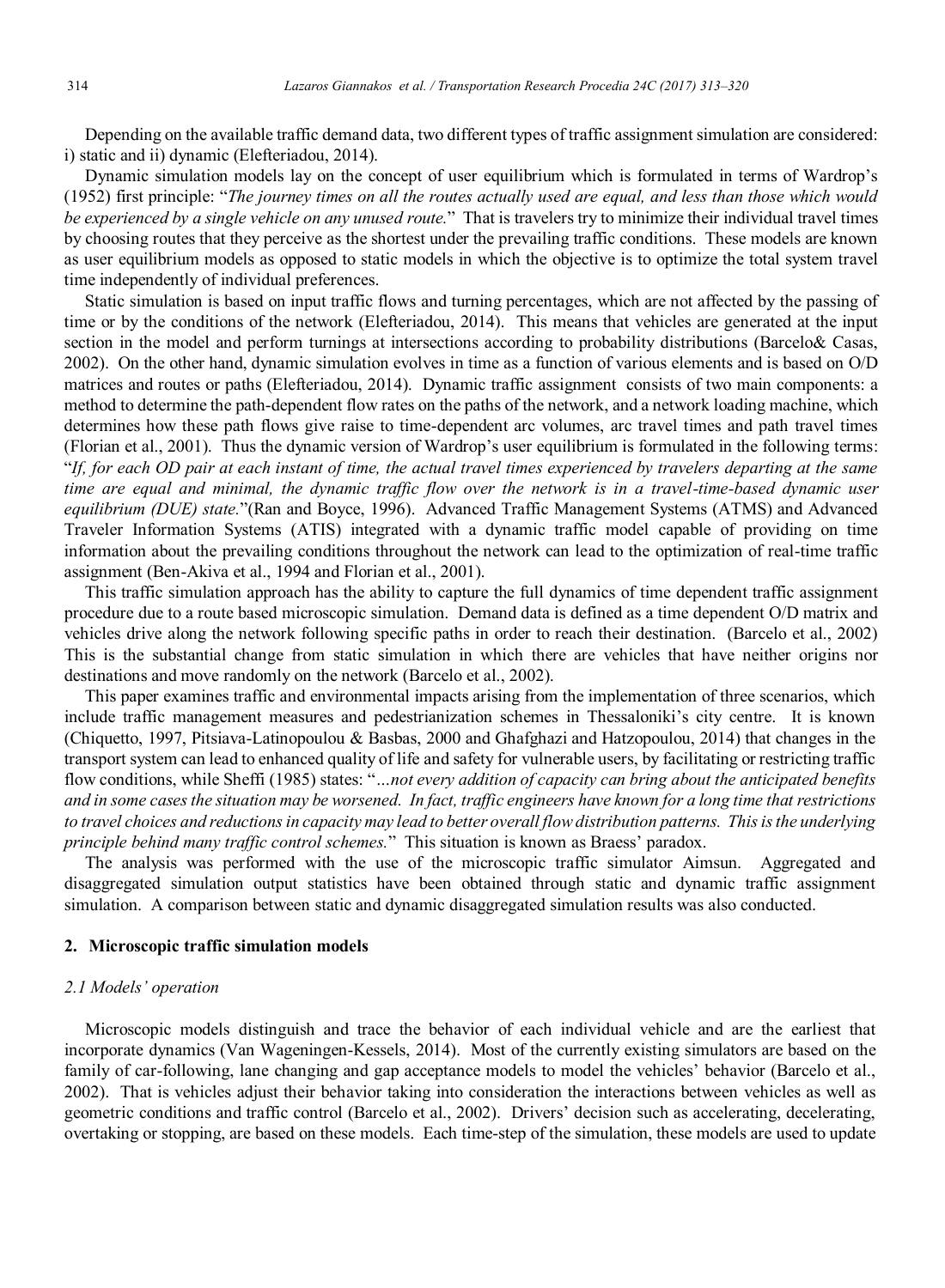Depending on the available traffic demand data, two different types of traffic assignment simulation are considered: i) static and ii) dynamic (Elefteriadou, 2014).

Dynamic simulation models lay on the concept of user equilibrium which is formulated in terms of Wardrop's (1952) first principle: "*The journey times on all the routes actually used are equal, and less than those which would be experienced by a single vehicle on any unused route.*" That is travelers try to minimize their individual travel times by choosing routes that they perceive as the shortest under the prevailing traffic conditions. These models are known as user equilibrium models as opposed to static models in which the objective is to optimize the total system travel time independently of individual preferences.

Static simulation is based on input traffic flows and turning percentages, which are not affected by the passing of time or by the conditions of the network (Elefteriadou, 2014). This means that vehicles are generated at the input section in the model and perform turnings at intersections according to probability distributions (Barcelo& Casas, 2002). On the other hand, dynamic simulation evolves in time as a function of various elements and is based on O/D matrices and routes or paths (Elefteriadou, 2014). Dynamic traffic assignment consists of two main components: a method to determine the path-dependent flow rates on the paths of the network, and a network loading machine, which determines how these path flows give raise to time-dependent arc volumes, arc travel times and path travel times (Florian et al., 2001). Thus the dynamic version of Wardrop's user equilibrium is formulated in the following terms: "*If, for each OD pair at each instant of time, the actual travel times experienced by travelers departing at the same time are equal and minimal, the dynamic traffic flow over the network is in a travel-time-based dynamic user equilibrium (DUE) state.*"(Ran and Boyce, 1996). Advanced Traffic Management Systems (ATMS) and Advanced Traveler Information Systems (ATIS) integrated with a dynamic traffic model capable of providing on time information about the prevailing conditions throughout the network can lead to the optimization of real-time traffic assignment (Ben-Akiva et al., 1994 and Florian et al., 2001).

This traffic simulation approach has the ability to capture the full dynamics of time dependent traffic assignment procedure due to a route based microscopic simulation. Demand data is defined as a time dependent O/D matrix and vehicles drive along the network following specific paths in order to reach their destination. (Barcelo et al., 2002) This is the substantial change from static simulation in which there are vehicles that have neither origins nor destinations and move randomly on the network (Barcelo et al., 2002).

This paper examines traffic and environmental impacts arising from the implementation of three scenarios, which include traffic management measures and pedestrianization schemes in Thessaloniki's city centre. It is known (Chiquetto, 1997, Pitsiava-Latinopoulou & Basbas, 2000 and Ghafghazi and Hatzopoulou, 2014) that changes in the transport system can lead to enhanced quality of life and safety for vulnerable users, by facilitating or restricting traffic flow conditions, while Sheffi (1985) states: "*…not every addition of capacity can bring about the anticipated benefits and in some cases the situation may be worsened. In fact, traffic engineers have known for a long time that restrictions to travel choices and reductions in capacity may lead to better overall flow distribution patterns. This is the underlying principle behind many traffic control schemes.*" This situation is known as Braess' paradox.

The analysis was performed with the use of the microscopic traffic simulator Aimsun. Aggregated and disaggregated simulation output statistics have been obtained through static and dynamic traffic assignment simulation. A comparison between static and dynamic disaggregated simulation results was also conducted.

## 2. Microscopic traffic simulation models

### *2.1 Models' operation*

Microscopic models distinguish and trace the behavior of each individual vehicle and are the earliest that incorporate dynamics (Van Wageningen-Kessels, 2014). Most of the currently existing simulators are based on the family of car-following, lane changing and gap acceptance models to model the vehicles' behavior (Barcelo et al., 2002). That is vehicles adjust their behavior taking into consideration the interactions between vehicles as well as geometric conditions and traffic control (Barcelo et al., 2002). Drivers' decision such as accelerating, decelerating, overtaking or stopping, are based on these models. Each time-step of the simulation, these models are used to update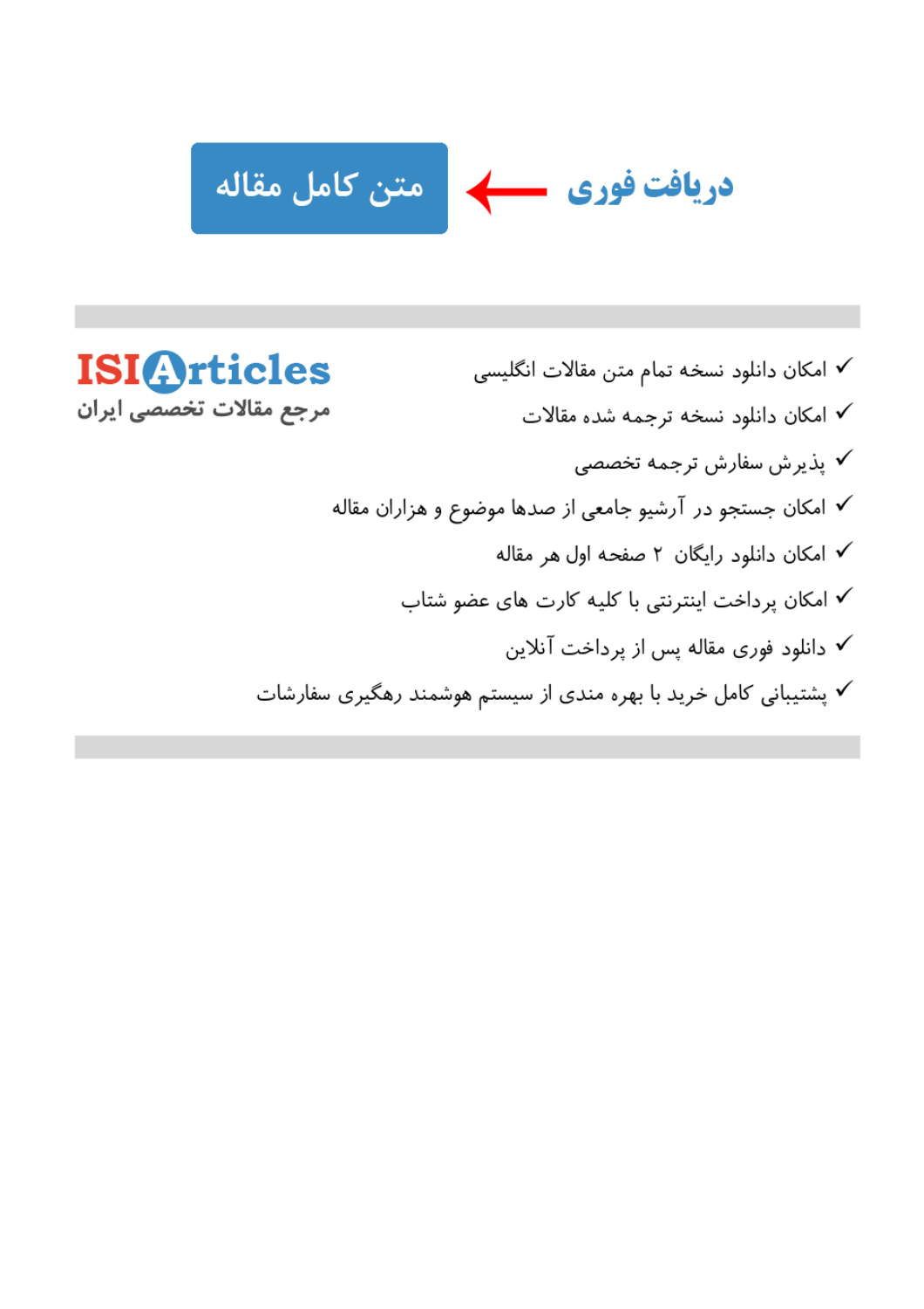متن کامل مقاله ← دریافت فوری

**ISIArticles**
مرجع مقالات تخصصی ایران

- ✓ امکان دانلود نسخه تمام متن مقالات انگلیسی
- ✓ امکان دانلود نسخه ترجمه شده مقالات
- ✓ پذیرش سفارش ترجمه تخصصی
- ✓ امکان جستجو در آرشیو جامعی از صدها موضوع و هزاران مقاله
- ✓ امکان دانلود رایگان ۲ صفحه اول هر مقاله
- ✓ امکان پرداخت اینترنتی با کلیه کارت های عضو شتاب
- ✓ دانلود فوری مقاله پس از پرداخت آنلاین
- ✓ پشتیبانی کامل خرید با بهره مندی از سیستم هوشمند رهگیری سفارشات